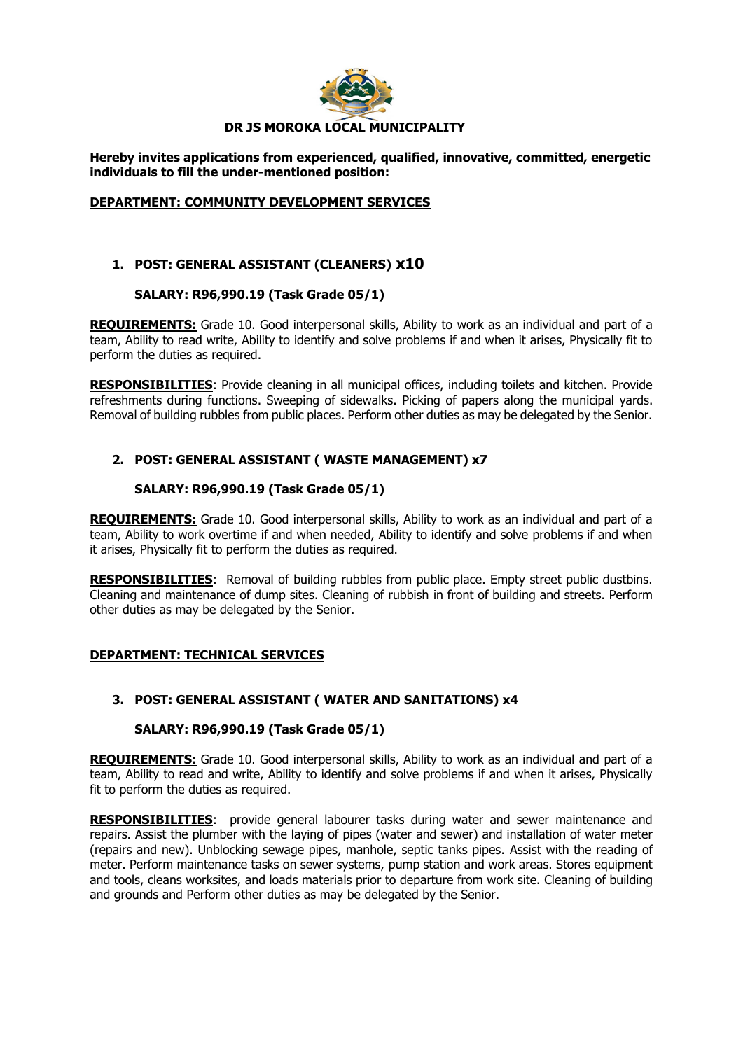# DR JS MOROKA LOCAL MUNICIPALITY

**Hereby invites applications from experienced, qualified, innovative, committed, energetic individuals to fill the under-mentioned position:**

## DEPARTMENT: COMMUNITY DEVELOPMENT SERVICES

### 1. POST: GENERAL ASSISTANT (CLEANERS) x10

**SALARY: R96,990.19 (Task Grade 05/1)**

**REQUIREMENTS:** Grade 10. Good interpersonal skills, Ability to work as an individual and part of a team, Ability to read write, Ability to identify and solve problems if and when it arises, Physically fit to perform the duties as required.

**RESPONSIBILITIES**: Provide cleaning in all municipal offices, including toilets and kitchen. Provide refreshments during functions. Sweeping of sidewalks. Picking of papers along the municipal yards. Removal of building rubbles from public places. Perform other duties as may be delegated by the Senior.

### 2. POST: GENERAL ASSISTANT ( WASTE MANAGEMENT) x7

**SALARY: R96,990.19 (Task Grade 05/1)**

**REQUIREMENTS:** Grade 10. Good interpersonal skills, Ability to work as an individual and part of a team, Ability to work overtime if and when needed, Ability to identify and solve problems if and when it arises, Physically fit to perform the duties as required.

**RESPONSIBILITIES**: Removal of building rubbles from public place. Empty street public dustbins. Cleaning and maintenance of dump sites. Cleaning of rubbish in front of building and streets. Perform other duties as may be delegated by the Senior.

## DEPARTMENT: TECHNICAL SERVICES

### 3. POST: GENERAL ASSISTANT ( WATER AND SANITATIONS) x4

**SALARY: R96,990.19 (Task Grade 05/1)**

**REQUIREMENTS:** Grade 10. Good interpersonal skills, Ability to work as an individual and part of a team, Ability to read and write, Ability to identify and solve problems if and when it arises, Physically fit to perform the duties as required.

**RESPONSIBILITIES**: provide general labourer tasks during water and sewer maintenance and repairs. Assist the plumber with the laying of pipes (water and sewer) and installation of water meter (repairs and new). Unblocking sewage pipes, manhole, septic tanks pipes. Assist with the reading of meter. Perform maintenance tasks on sewer systems, pump station and work areas. Stores equipment and tools, cleans worksites, and loads materials prior to departure from work site. Cleaning of building and grounds and Perform other duties as may be delegated by the Senior.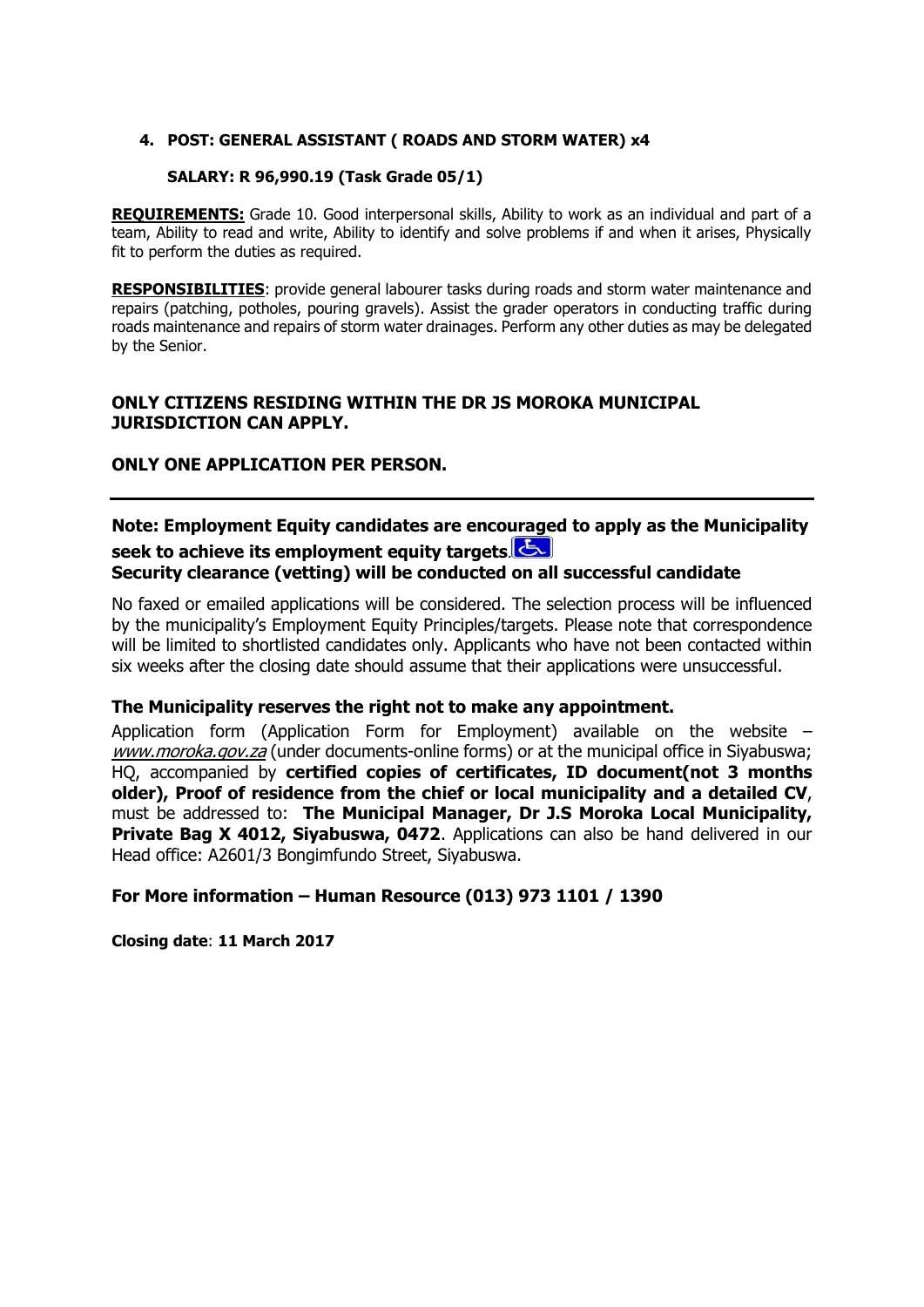**4. POST: GENERAL ASSISTANT ( ROADS AND STORM WATER) x4**

**SALARY: R 96,990.19 (Task Grade 05/1)**

**REQUIREMENTS:** Grade 10. Good interpersonal skills, Ability to work as an individual and part of a team, Ability to read and write, Ability to identify and solve problems if and when it arises, Physically fit to perform the duties as required.

**RESPONSIBILITIES**: provide general labourer tasks during roads and storm water maintenance and repairs (patching, potholes, pouring gravels). Assist the grader operators in conducting traffic during roads maintenance and repairs of storm water drainages. Perform any other duties as may be delegated by the Senior.

**ONLY CITIZENS RESIDING WITHIN THE DR JS MOROKA MUNICIPAL JURISDICTION CAN APPLY.**

**ONLY ONE APPLICATION PER PERSON.**

---

**Note: Employment Equity candidates are encouraged to apply as the Municipality seek to achieve its employment equity targets**.

**Security clearance (vetting) will be conducted on all successful candidate**

No faxed or emailed applications will be considered. The selection process will be influenced by the municipality's Employment Equity Principles/targets. Please note that correspondence will be limited to shortlisted candidates only. Applicants who have not been contacted within six weeks after the closing date should assume that their applications were unsuccessful.

**The Municipality reserves the right not to make any appointment.**

Application form (Application Form for Employment) available on the website – *www.moroka.gov.za* (under documents-online forms) or at the municipal office in Siyabuswa; HQ, accompanied by **certified copies of certificates, ID document(not 3 months older), Proof of residence from the chief or local municipality and a detailed CV**, must be addressed to: **The Municipal Manager, Dr J.S Moroka Local Municipality, Private Bag X 4012, Siyabuswa, 0472**. Applications can also be hand delivered in our Head office: A2601/3 Bongimfundo Street, Siyabuswa.

**For More information – Human Resource (013) 973 1101 / 1390**

**Closing date**: **11 March 2017**